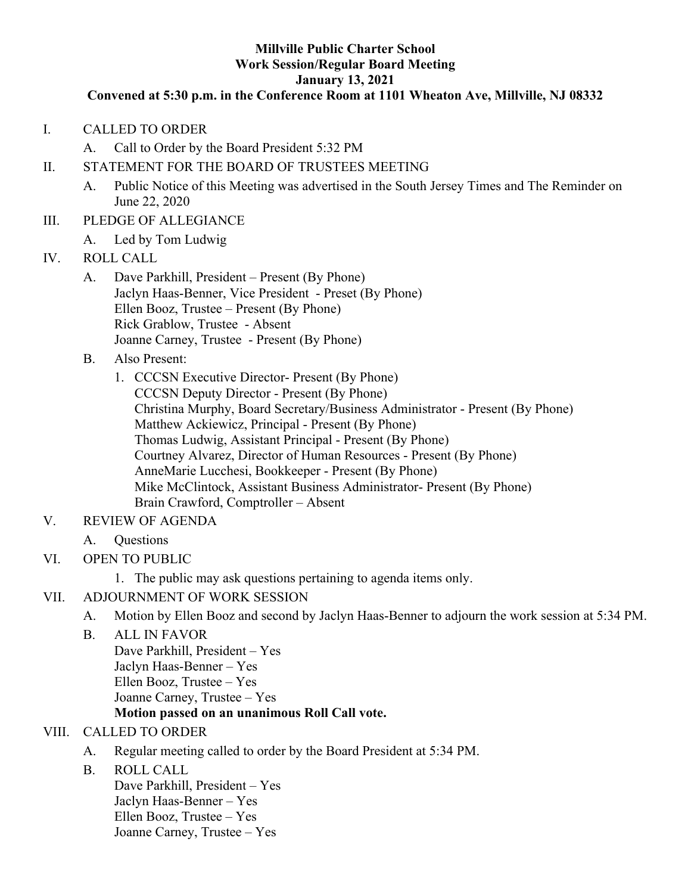**Millville Public Charter School**
**Work Session/Regular Board Meeting**
**January 13, 2021**
**Convened at 5:30 p.m. in the Conference Room at 1101 Wheaton Ave, Millville, NJ 08332**

I. CALLED TO ORDER
   A. Call to Order by the Board President 5:32 PM

II. STATEMENT FOR THE BOARD OF TRUSTEES MEETING
   A. Public Notice of this Meeting was advertised in the South Jersey Times and The Reminder on June 22, 2020

III. PLEDGE OF ALLEGIANCE
   A. Led by Tom Ludwig

IV. ROLL CALL
   A. Dave Parkhill, President – Present (By Phone)
      Jaclyn Haas-Benner, Vice President - Preset (By Phone)
      Ellen Booz, Trustee – Present (By Phone)
      Rick Grablow, Trustee - Absent
      Joanne Carney, Trustee - Present (By Phone)
   B. Also Present:
      1. CCCSN Executive Director- Present (By Phone)
         CCCSN Deputy Director - Present (By Phone)
         Christina Murphy, Board Secretary/Business Administrator - Present (By Phone)
         Matthew Ackiewicz, Principal - Present (By Phone)
         Thomas Ludwig, Assistant Principal - Present (By Phone)
         Courtney Alvarez, Director of Human Resources - Present (By Phone)
         AnneMarie Lucchesi, Bookkeeper - Present (By Phone)
         Mike McClintock, Assistant Business Administrator- Present (By Phone)
         Brain Crawford, Comptroller – Absent

V. REVIEW OF AGENDA
   A. Questions

VI. OPEN TO PUBLIC
   1. The public may ask questions pertaining to agenda items only.

VII. ADJOURNMENT OF WORK SESSION
   A. Motion by Ellen Booz and second by Jaclyn Haas-Benner to adjourn the work session at 5:34 PM.
   B. ALL IN FAVOR
      Dave Parkhill, President – Yes
      Jaclyn Haas-Benner – Yes
      Ellen Booz, Trustee – Yes
      Joanne Carney, Trustee – Yes
      **Motion passed on an unanimous Roll Call vote.**

VIII. CALLED TO ORDER
   A. Regular meeting called to order by the Board President at 5:34 PM.
   B. ROLL CALL
      Dave Parkhill, President – Yes
      Jaclyn Haas-Benner – Yes
      Ellen Booz, Trustee – Yes
      Joanne Carney, Trustee – Yes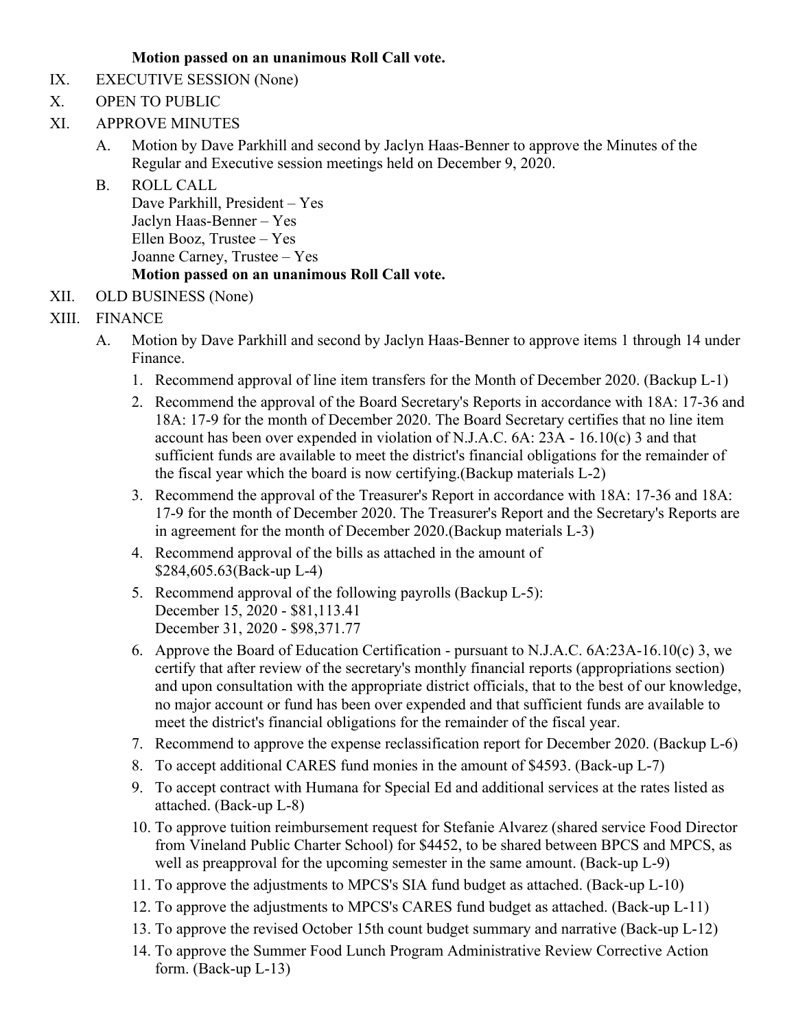**Motion passed on an unanimous Roll Call vote.**

IX. EXECUTIVE SESSION (None)

X. OPEN TO PUBLIC

XI. APPROVE MINUTES

A. Motion by Dave Parkhill and second by Jaclyn Haas-Benner to approve the Minutes of the Regular and Executive session meetings held on December 9, 2020.

B. ROLL CALL
Dave Parkhill, President – Yes
Jaclyn Haas-Benner – Yes
Ellen Booz, Trustee – Yes
Joanne Carney, Trustee – Yes
**Motion passed on an unanimous Roll Call vote.**

XII. OLD BUSINESS (None)

XIII. FINANCE

A. Motion by Dave Parkhill and second by Jaclyn Haas-Benner to approve items 1 through 14 under Finance.

1. Recommend approval of line item transfers for the Month of December 2020. (Backup L-1)
2. Recommend the approval of the Board Secretary's Reports in accordance with 18A: 17-36 and 18A: 17-9 for the month of December 2020. The Board Secretary certifies that no line item account has been over expended in violation of N.J.A.C. 6A: 23A - 16.10(c) 3 and that sufficient funds are available to meet the district's financial obligations for the remainder of the fiscal year which the board is now certifying.(Backup materials L-2)
3. Recommend the approval of the Treasurer's Report in accordance with 18A: 17-36 and 18A: 17-9 for the month of December 2020. The Treasurer's Report and the Secretary's Reports are in agreement for the month of December 2020.(Backup materials L-3)
4. Recommend approval of the bills as attached in the amount of $284,605.63(Back-up L-4)
5. Recommend approval of the following payrolls (Backup L-5):
   December 15, 2020 - $81,113.41
   December 31, 2020 - $98,371.77
6. Approve the Board of Education Certification - pursuant to N.J.A.C. 6A:23A-16.10(c) 3, we certify that after review of the secretary's monthly financial reports (appropriations section) and upon consultation with the appropriate district officials, that to the best of our knowledge, no major account or fund has been over expended and that sufficient funds are available to meet the district's financial obligations for the remainder of the fiscal year.
7. Recommend to approve the expense reclassification report for December 2020. (Backup L-6)
8. To accept additional CARES fund monies in the amount of $4593. (Back-up L-7)
9. To accept contract with Humana for Special Ed and additional services at the rates listed as attached. (Back-up L-8)
10. To approve tuition reimbursement request for Stefanie Alvarez (shared service Food Director from Vineland Public Charter School) for $4452, to be shared between BPCS and MPCS, as well as preapproval for the upcoming semester in the same amount. (Back-up L-9)
11. To approve the adjustments to MPCS's SIA fund budget as attached. (Back-up L-10)
12. To approve the adjustments to MPCS's CARES fund budget as attached. (Back-up L-11)
13. To approve the revised October 15th count budget summary and narrative (Back-up L-12)
14. To approve the Summer Food Lunch Program Administrative Review Corrective Action form. (Back-up L-13)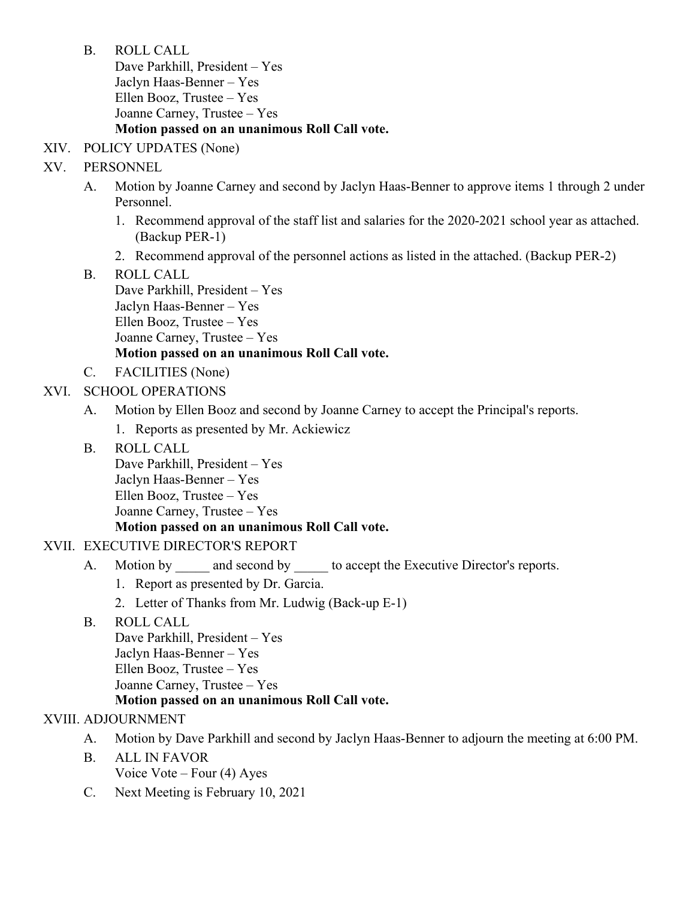B. ROLL CALL
   Dave Parkhill, President – Yes
   Jaclyn Haas-Benner – Yes
   Ellen Booz, Trustee – Yes
   Joanne Carney, Trustee – Yes
   **Motion passed on an unanimous Roll Call vote.**

XIV. POLICY UPDATES (None)

XV. PERSONNEL

A. Motion by Joanne Carney and second by Jaclyn Haas-Benner to approve items 1 through 2 under Personnel.
   1. Recommend approval of the staff list and salaries for the 2020-2021 school year as attached. (Backup PER-1)
   2. Recommend approval of the personnel actions as listed in the attached. (Backup PER-2)

B. ROLL CALL
   Dave Parkhill, President – Yes
   Jaclyn Haas-Benner – Yes
   Ellen Booz, Trustee – Yes
   Joanne Carney, Trustee – Yes
   **Motion passed on an unanimous Roll Call vote.**

C. FACILITIES (None)

XVI. SCHOOL OPERATIONS

A. Motion by Ellen Booz and second by Joanne Carney to accept the Principal's reports.
   1. Reports as presented by Mr. Ackiewicz

B. ROLL CALL
   Dave Parkhill, President – Yes
   Jaclyn Haas-Benner – Yes
   Ellen Booz, Trustee – Yes
   Joanne Carney, Trustee – Yes
   **Motion passed on an unanimous Roll Call vote.**

XVII. EXECUTIVE DIRECTOR'S REPORT

A. Motion by _____ and second by _____ to accept the Executive Director's reports.
   1. Report as presented by Dr. Garcia.
   2. Letter of Thanks from Mr. Ludwig (Back-up E-1)

B. ROLL CALL
   Dave Parkhill, President – Yes
   Jaclyn Haas-Benner – Yes
   Ellen Booz, Trustee – Yes
   Joanne Carney, Trustee – Yes
   **Motion passed on an unanimous Roll Call vote.**

XVIII. ADJOURNMENT

A. Motion by Dave Parkhill and second by Jaclyn Haas-Benner to adjourn the meeting at 6:00 PM.

B. ALL IN FAVOR
   Voice Vote – Four (4) Ayes

C. Next Meeting is February 10, 2021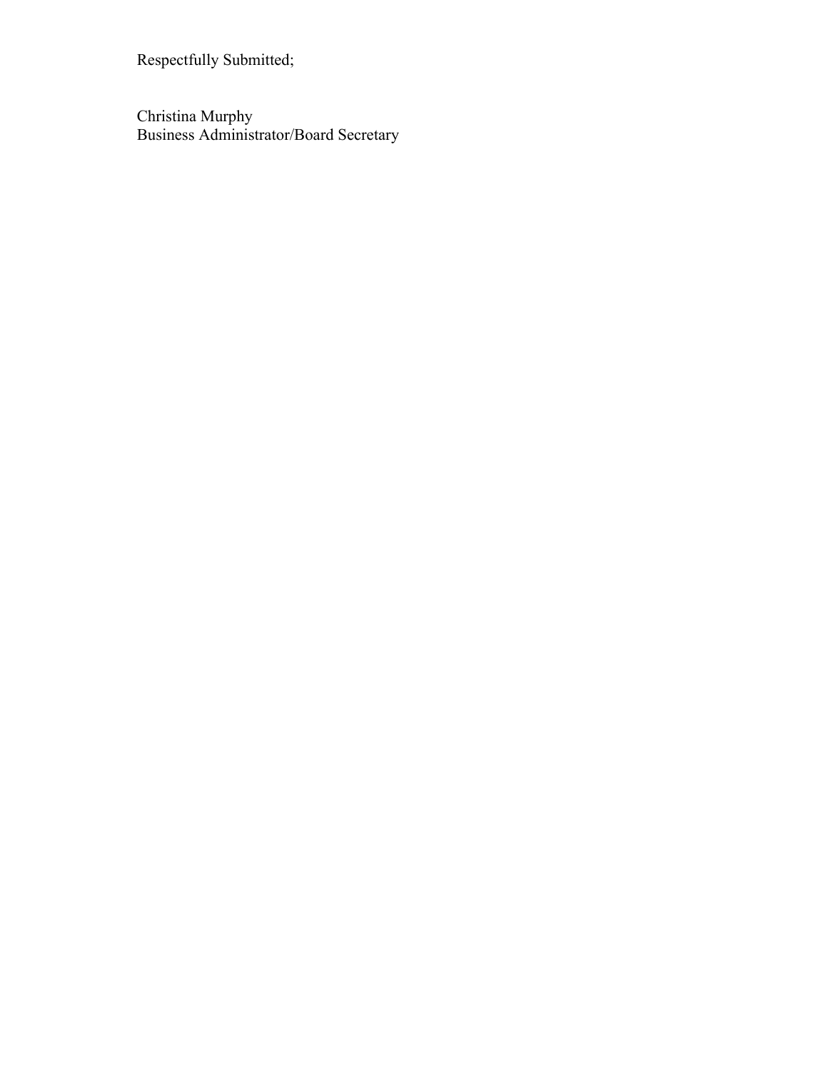Respectfully Submitted;

Christina Murphy
Business Administrator/Board Secretary